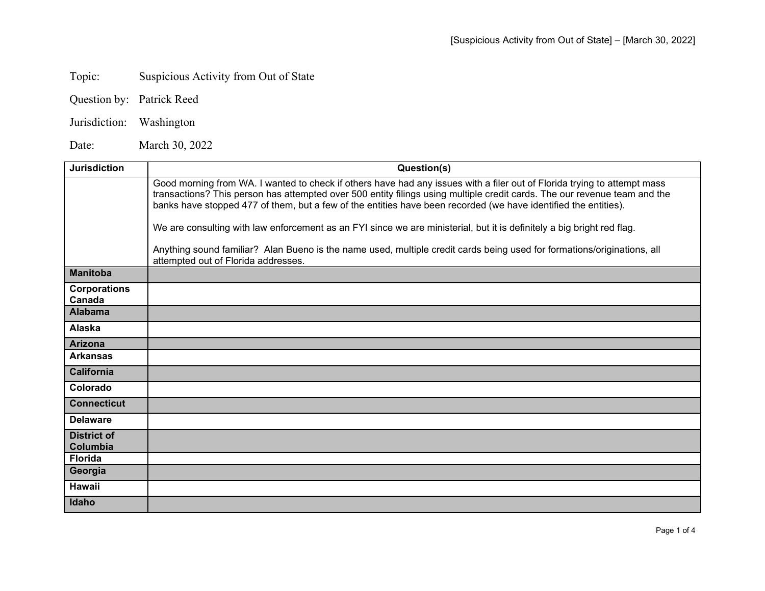Topic: Suspicious Activity from Out of State

Question by: Patrick Reed

Jurisdiction: Washington

Date: March 30, 2022

| Jurisdiction | Question(s) |
| --- | --- |
| | Good morning from WA. I wanted to check if others have had any issues with a filer out of Florida trying to attempt mass transactions? This person has attempted over 500 entity filings using multiple credit cards. The our revenue team and the banks have stopped 477 of them, but a few of the entities have been recorded (we have identified the entities).<br><br>We are consulting with law enforcement as an FYI since we are ministerial, but it is definitely a big bright red flag.<br><br>Anything sound familiar? Alan Bueno is the name used, multiple credit cards being used for formations/originations, all attempted out of Florida addresses. |
| **Manitoba** | |
| **Corporations Canada** | |
| **Alabama** | |
| **Alaska** | |
| **Arizona** | |
| **Arkansas** | |
| **California** | |
| **Colorado** | |
| **Connecticut** | |
| **Delaware** | |
| **District of Columbia** | |
| **Florida** | |
| **Georgia** | |
| **Hawaii** | |
| **Idaho** | |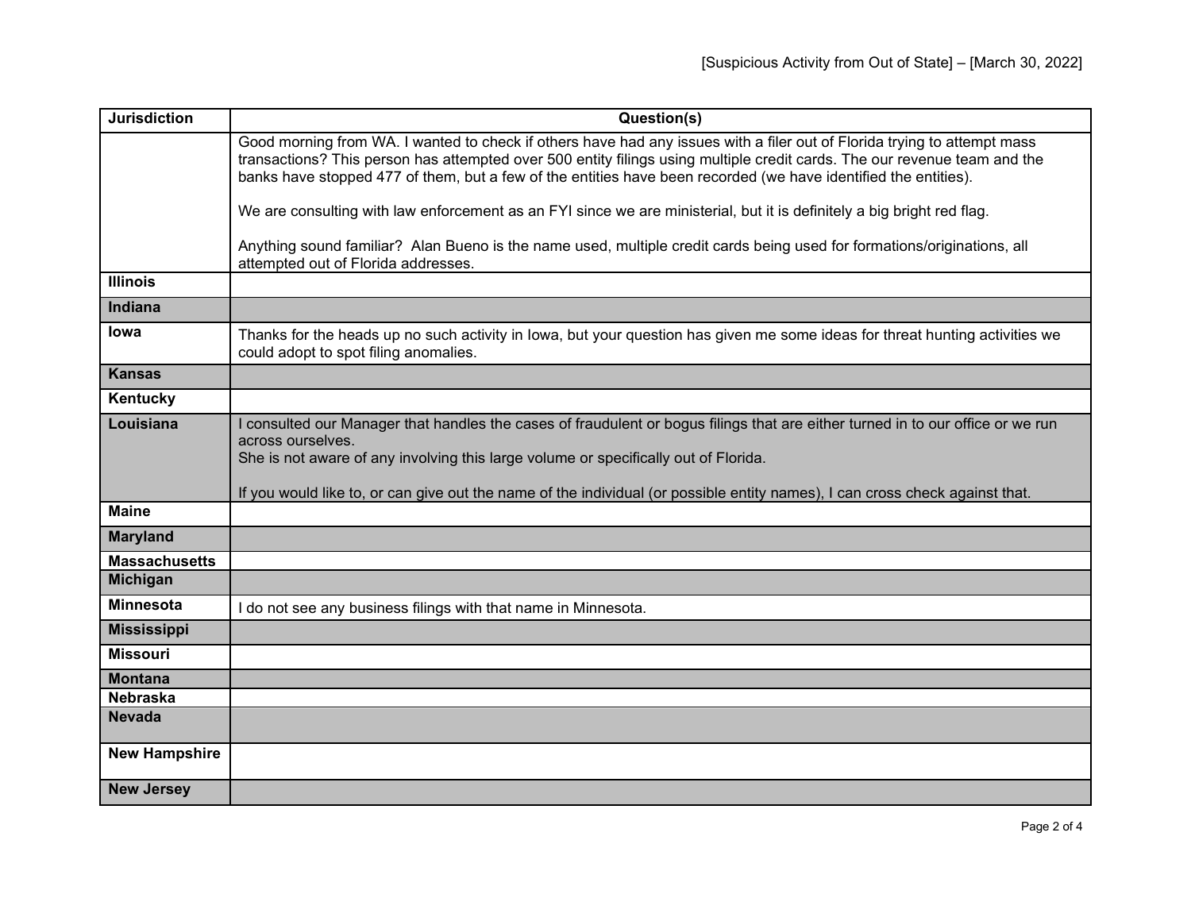| Jurisdiction | Question(s) |
|---|---|
| | Good morning from WA. I wanted to check if others have had any issues with a filer out of Florida trying to attempt mass transactions? This person has attempted over 500 entity filings using multiple credit cards. The our revenue team and the banks have stopped 477 of them, but a few of the entities have been recorded (we have identified the entities).<br><br>We are consulting with law enforcement as an FYI since we are ministerial, but it is definitely a big bright red flag.<br><br>Anything sound familiar? Alan Bueno is the name used, multiple credit cards being used for formations/originations, all attempted out of Florida addresses. |
| **Illinois** | |
| **Indiana** | |
| **Iowa** | Thanks for the heads up no such activity in Iowa, but your question has given me some ideas for threat hunting activities we could adopt to spot filing anomalies. |
| **Kansas** | |
| **Kentucky** | |
| **Louisiana** | I consulted our Manager that handles the cases of fraudulent or bogus filings that are either turned in to our office or we run across ourselves.<br>She is not aware of any involving this large volume or specifically out of Florida.<br><br>If you would like to, or can give out the name of the individual (or possible entity names), I can cross check against that. |
| **Maine** | |
| **Maryland** | |
| **Massachusetts** | |
| **Michigan** | |
| **Minnesota** | I do not see any business filings with that name in Minnesota. |
| **Mississippi** | |
| **Missouri** | |
| **Montana** | |
| **Nebraska** | |
| **Nevada** | |
| **New Hampshire** | |
| **New Jersey** | |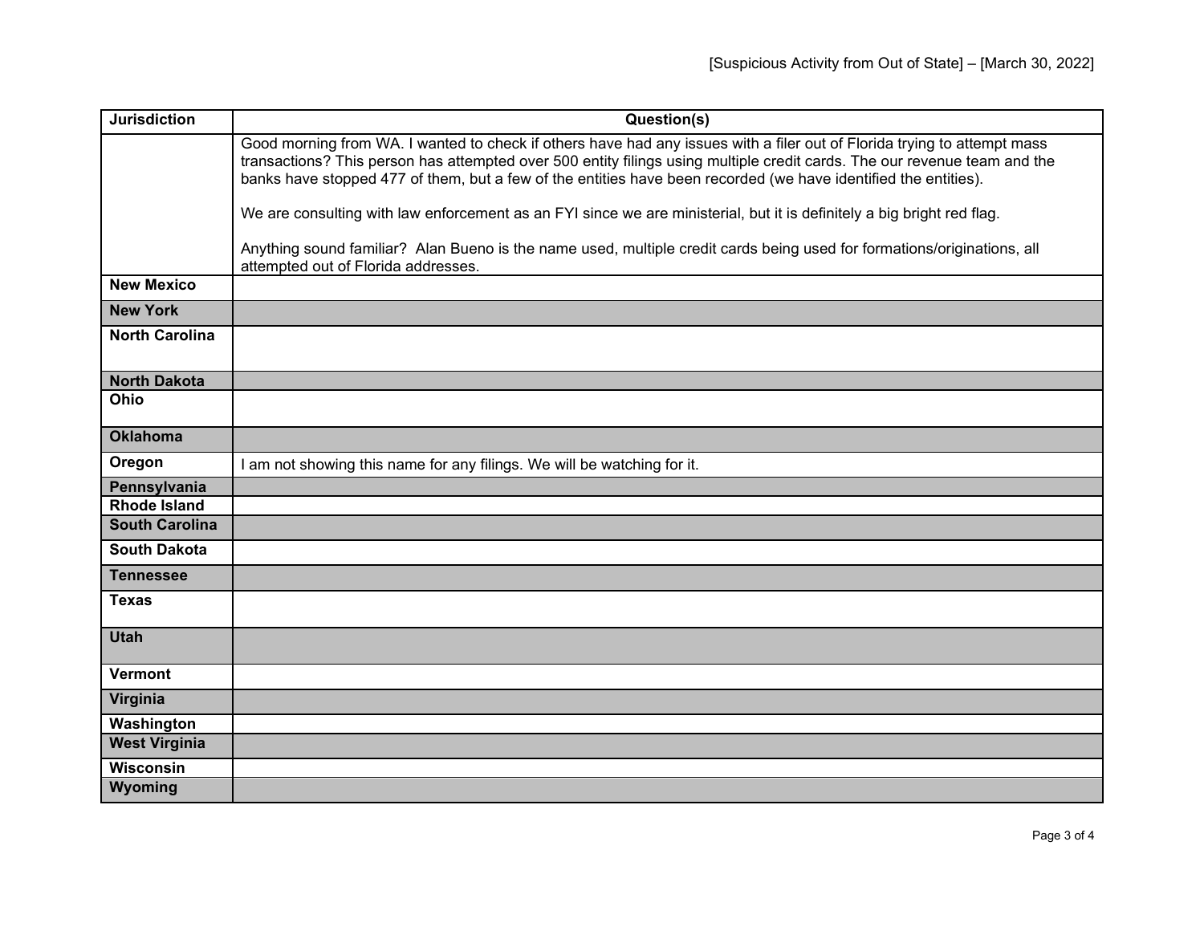[Suspicious Activity from Out of State] – [March 30, 2022]

| Jurisdiction | Question(s) |
|---|---|
| | Good morning from WA. I wanted to check if others have had any issues with a filer out of Florida trying to attempt mass transactions? This person has attempted over 500 entity filings using multiple credit cards. The our revenue team and the banks have stopped 477 of them, but a few of the entities have been recorded (we have identified the entities).<br><br>We are consulting with law enforcement as an FYI since we are ministerial, but it is definitely a big bright red flag.<br><br>Anything sound familiar? Alan Bueno is the name used, multiple credit cards being used for formations/originations, all attempted out of Florida addresses. |
| **New Mexico** | |
| **New York** | |
| **North Carolina** | |
| **North Dakota** | |
| **Ohio** | |
| **Oklahoma** | |
| **Oregon** | I am not showing this name for any filings. We will be watching for it. |
| **Pennsylvania** | |
| **Rhode Island** | |
| **South Carolina** | |
| **South Dakota** | |
| **Tennessee** | |
| **Texas** | |
| **Utah** | |
| **Vermont** | |
| **Virginia** | |
| **Washington** | |
| **West Virginia** | |
| **Wisconsin** | |
| **Wyoming** | |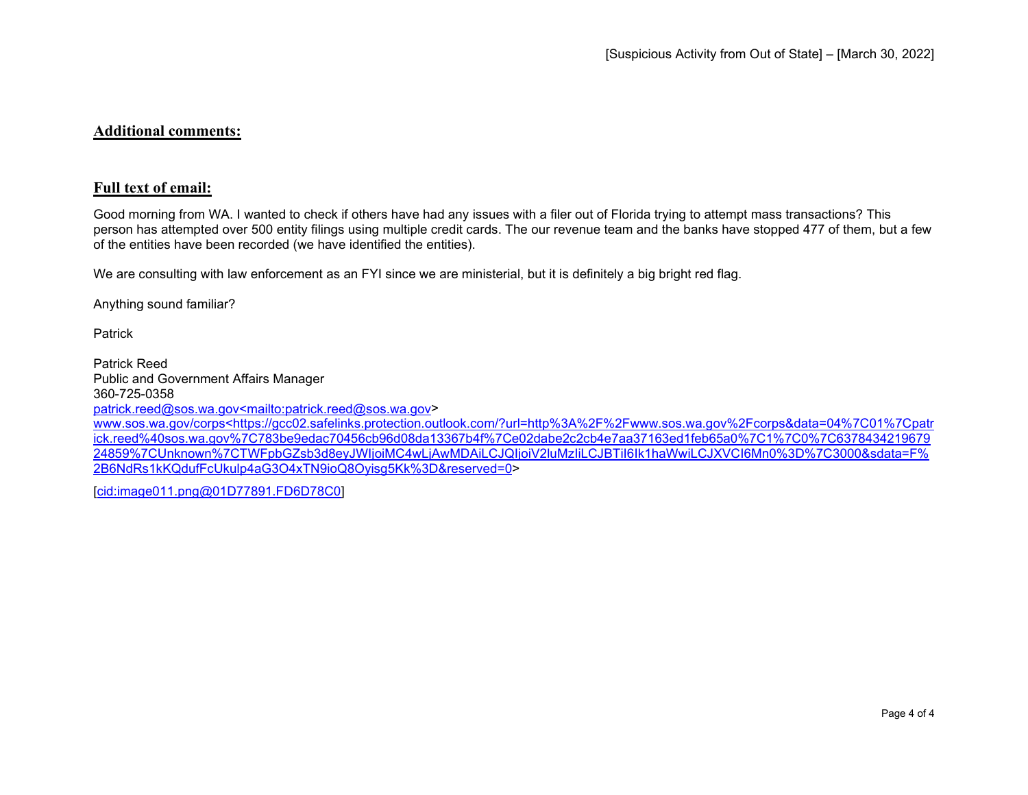## Additional comments:

## Full text of email:

Good morning from WA. I wanted to check if others have had any issues with a filer out of Florida trying to attempt mass transactions? This person has attempted over 500 entity filings using multiple credit cards. The our revenue team and the banks have stopped 477 of them, but a few of the entities have been recorded (we have identified the entities).

We are consulting with law enforcement as an FYI since we are ministerial, but it is definitely a big bright red flag.

Anything sound familiar?

Patrick

Patrick Reed
Public and Government Affairs Manager
360-725-0358
patrick.reed@sos.wa.gov<mailto:patrick.reed@sos.wa.gov>
www.sos.wa.gov/corps<https://gcc02.safelinks.protection.outlook.com/?url=http%3A%2F%2Fwww.sos.wa.gov%2Fcorps&data=04%7C01%7Cpatrick.reed%40sos.wa.gov%7C783be9edac70456cb96d08da13367b4f%7Ce02dabe2c2cb4e7aa37163ed1feb65a0%7C1%7C0%7C637843421967924859%7CUnknown%7CTWFpbGZsb3d8eyJWIjoiMC4wLjAwMDAiLCJQIjoiV2luMzIiLCJBTiI6Ik1haWwiLCJXVCI6Mn0%3D%7C3000&sdata=F%2B6NdRs1kKQdufFcUkulp4aG3O4xTN9ioQ8Oyisg5Kk%3D&reserved=0>

[cid:image011.png@01D77891.FD6D78C0]